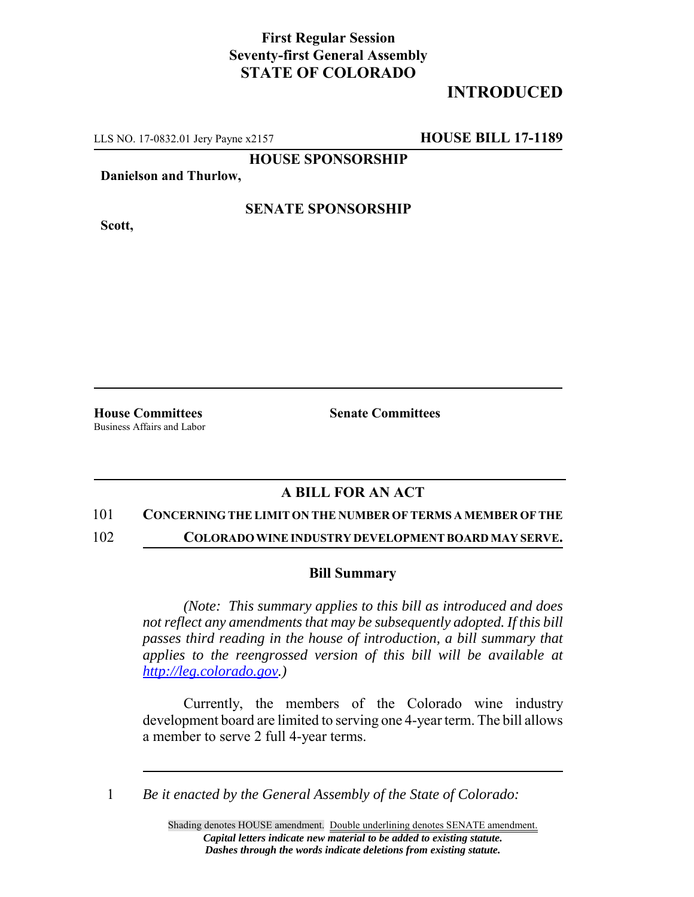**First Regular Session**
**Seventy-first General Assembly**
**STATE OF COLORADO**

# INTRODUCED

LLS NO. 17-0832.01 Jery Payne x2157 **HOUSE BILL 17-1189**

**HOUSE SPONSORSHIP**

**Danielson and Thurlow,**

**SENATE SPONSORSHIP**

**Scott,**

**House Committees**
Business Affairs and Labor

**Senate Committees**

## A BILL FOR AN ACT

101 **CONCERNING THE LIMIT ON THE NUMBER OF TERMS A MEMBER OF THE**
102 **COLORADO WINE INDUSTRY DEVELOPMENT BOARD MAY SERVE.**

### Bill Summary

*(Note: This summary applies to this bill as introduced and does not reflect any amendments that may be subsequently adopted. If this bill passes third reading in the house of introduction, a bill summary that applies to the reengrossed version of this bill will be available at http://leg.colorado.gov.)*

Currently, the members of the Colorado wine industry development board are limited to serving one 4-year term. The bill allows a member to serve 2 full 4-year terms.

1 *Be it enacted by the General Assembly of the State of Colorado:*

Shading denotes HOUSE amendment. Double underlining denotes SENATE amendment.
***Capital letters indicate new material to be added to existing statute.***
***Dashes through the words indicate deletions from existing statute.***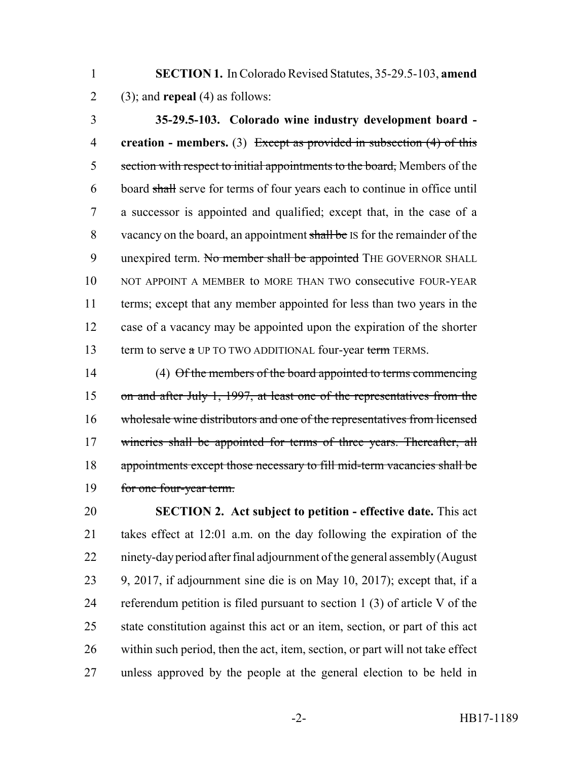**SECTION 1.** In Colorado Revised Statutes, 35-29.5-103, **amend** (3); and **repeal** (4) as follows:

**35-29.5-103. Colorado wine industry development board - creation - members.** (3) ~~Except as provided in subsection (4) of this section with respect to initial appointments to the board,~~ Members of the board ~~shall~~ serve for terms of four years each to continue in office until a successor is appointed and qualified; except that, in the case of a vacancy on the board, an appointment ~~shall be~~ IS for the remainder of the unexpired term. ~~No member shall be appointed~~ THE GOVERNOR SHALL NOT APPOINT A MEMBER to MORE THAN TWO consecutive FOUR-YEAR terms; except that any member appointed for less than two years in the case of a vacancy may be appointed upon the expiration of the shorter term to serve ~~a~~ UP TO TWO ADDITIONAL four-year ~~term~~ TERMS.

(4) ~~Of the members of the board appointed to terms commencing on and after July 1, 1997, at least one of the representatives from the wholesale wine distributors and one of the representatives from licensed wineries shall be appointed for terms of three years. Thereafter, all appointments except those necessary to fill mid-term vacancies shall be for one four-year term.~~

**SECTION 2. Act subject to petition - effective date.** This act takes effect at 12:01 a.m. on the day following the expiration of the ninety-day period after final adjournment of the general assembly (August 9, 2017, if adjournment sine die is on May 10, 2017); except that, if a referendum petition is filed pursuant to section 1 (3) of article V of the state constitution against this act or an item, section, or part of this act within such period, then the act, item, section, or part will not take effect unless approved by the people at the general election to be held in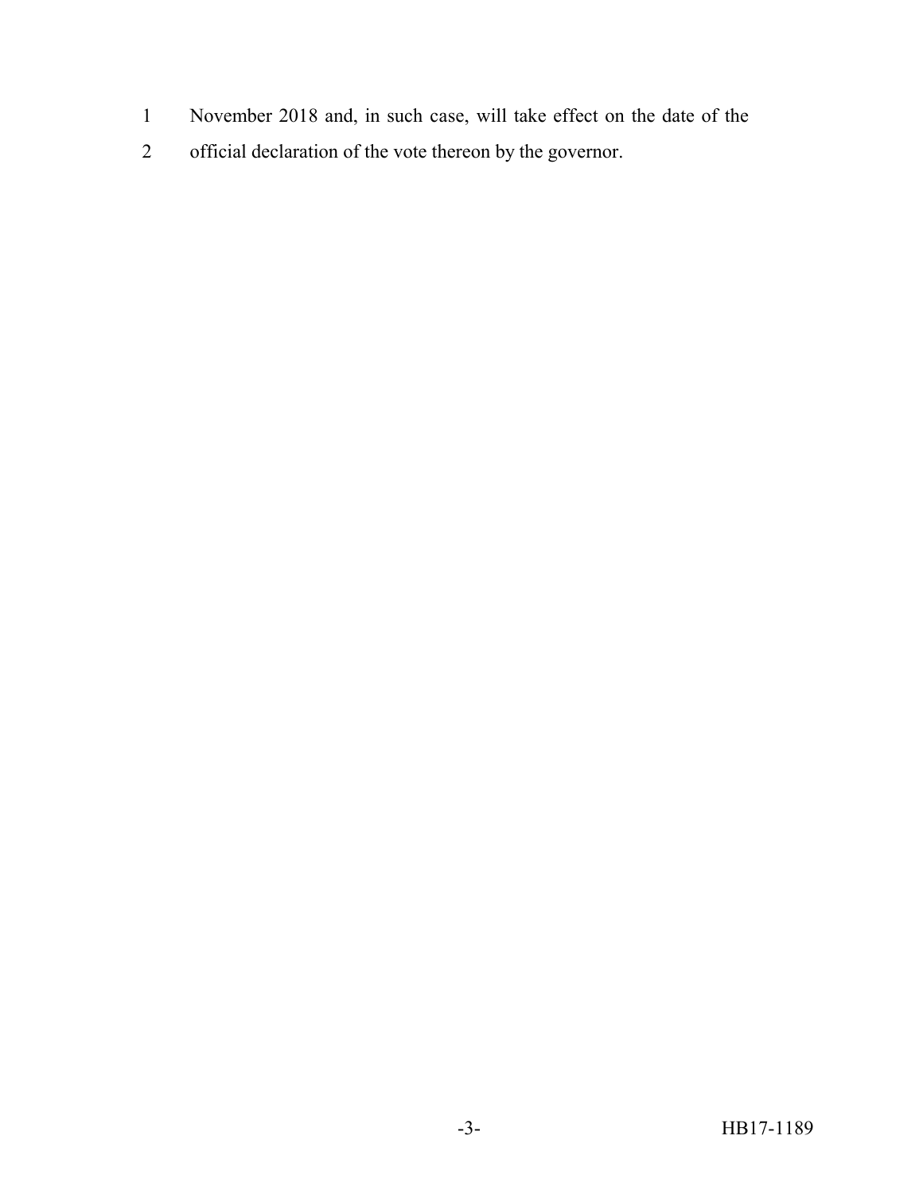November 2018 and, in such case, will take effect on the date of the official declaration of the vote thereon by the governor.